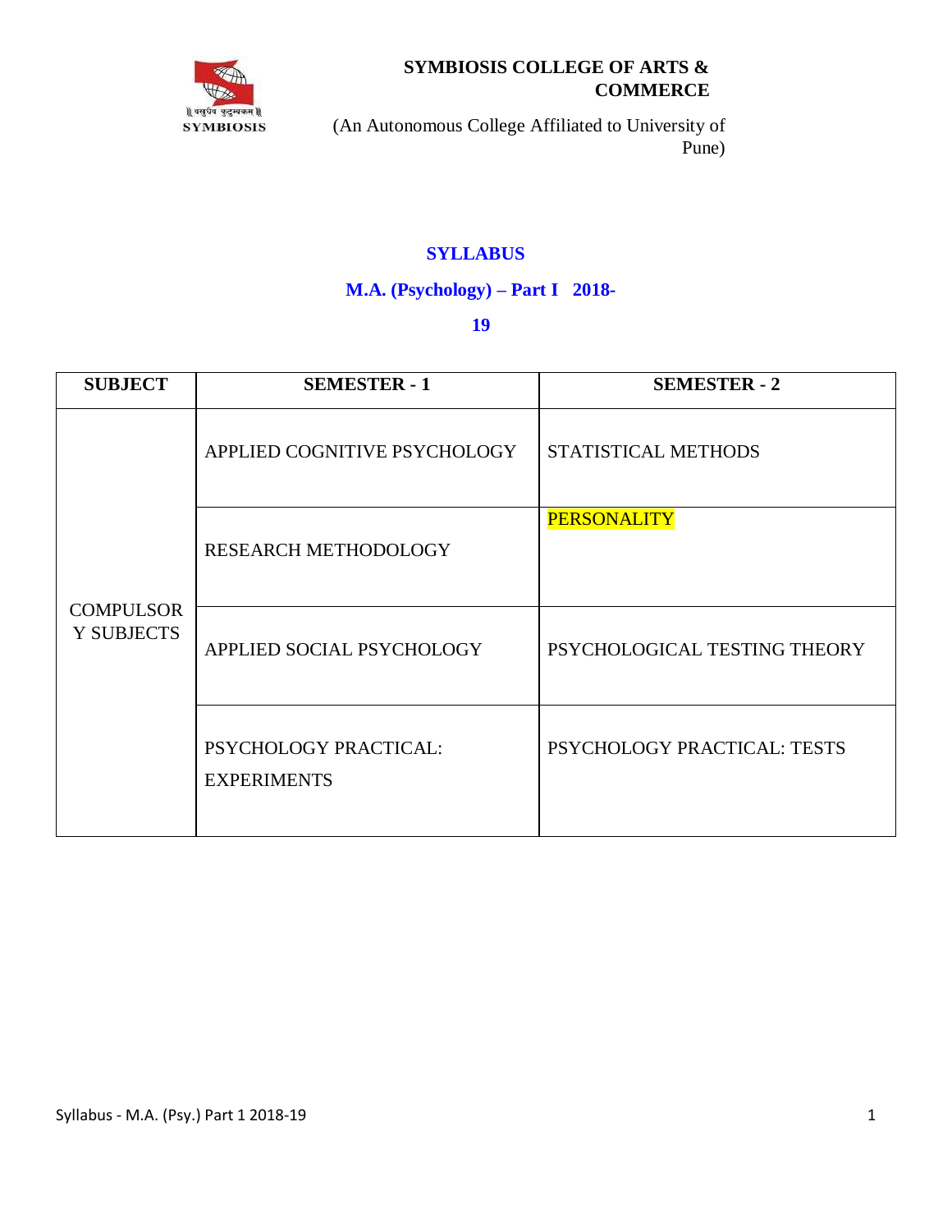**SYMBIOSIS COLLEGE OF ARTS & COMMERCE**

(An Autonomous College Affiliated to University of Pune)

## SYLLABUS

## M.A. (Psychology) – Part I 2018-19

| SUBJECT | SEMESTER - 1 | SEMESTER - 2 |
|---|---|---|
| COMPULSORY SUBJECTS | APPLIED COGNITIVE PSYCHOLOGY | STATISTICAL METHODS |
| | RESEARCH METHODOLOGY | PERSONALITY |
| | APPLIED SOCIAL PSYCHOLOGY | PSYCHOLOGICAL TESTING THEORY |
| | PSYCHOLOGY PRACTICAL: EXPERIMENTS | PSYCHOLOGY PRACTICAL: TESTS |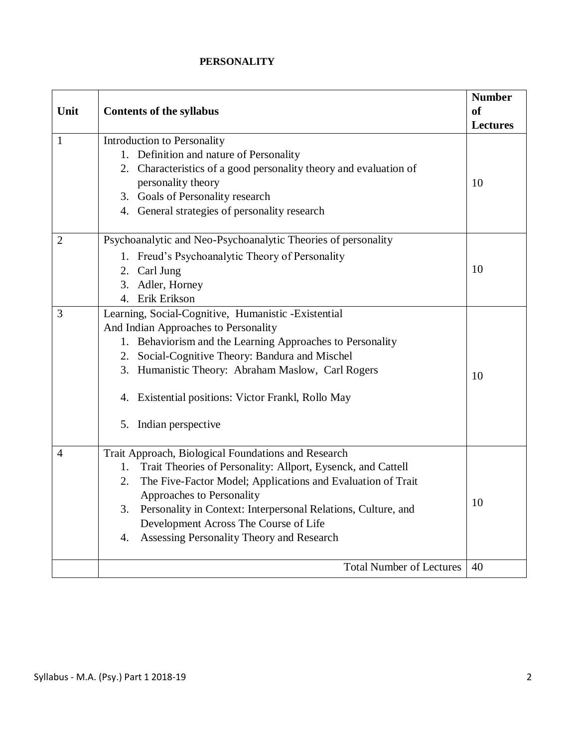**PERSONALITY**

| Unit | Contents of the syllabus | Number of Lectures |
|---|---|---|
| 1 | Introduction to Personality<br>1. Definition and nature of Personality<br>2. Characteristics of a good personality theory and evaluation of personality theory<br>3. Goals of Personality research<br>4. General strategies of personality research | 10 |
| 2 | Psychoanalytic and Neo-Psychoanalytic Theories of personality<br>1. Freud's Psychoanalytic Theory of Personality<br>2. Carl Jung<br>3. Adler, Horney<br>4. Erik Erikson | 10 |
| 3 | Learning, Social-Cognitive, Humanistic -Existential And Indian Approaches to Personality<br>1. Behaviorism and the Learning Approaches to Personality<br>2. Social-Cognitive Theory: Bandura and Mischel<br>3. Humanistic Theory: Abraham Maslow, Carl Rogers<br>4. Existential positions: Victor Frankl, Rollo May<br>5. Indian perspective | 10 |
| 4 | Trait Approach, Biological Foundations and Research<br>1. Trait Theories of Personality: Allport, Eysenck, and Cattell<br>2. The Five-Factor Model; Applications and Evaluation of Trait Approaches to Personality<br>3. Personality in Context: Interpersonal Relations, Culture, and Development Across The Course of Life<br>4. Assessing Personality Theory and Research | 10 |
| | Total Number of Lectures | 40 |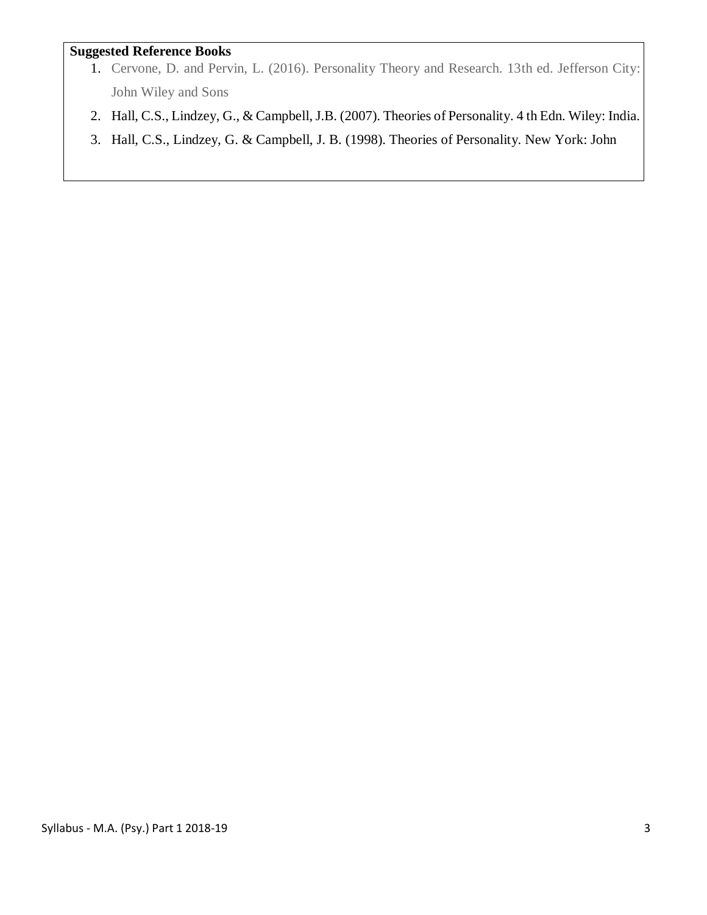**Suggested Reference Books**

1. Cervone, D. and Pervin, L. (2016). Personality Theory and Research. 13th ed. Jefferson City: John Wiley and Sons
2. Hall, C.S., Lindzey, G., & Campbell, J.B. (2007). Theories of Personality. 4 th Edn. Wiley: India.
3. Hall, C.S., Lindzey, G. & Campbell, J. B. (1998). Theories of Personality. New York: John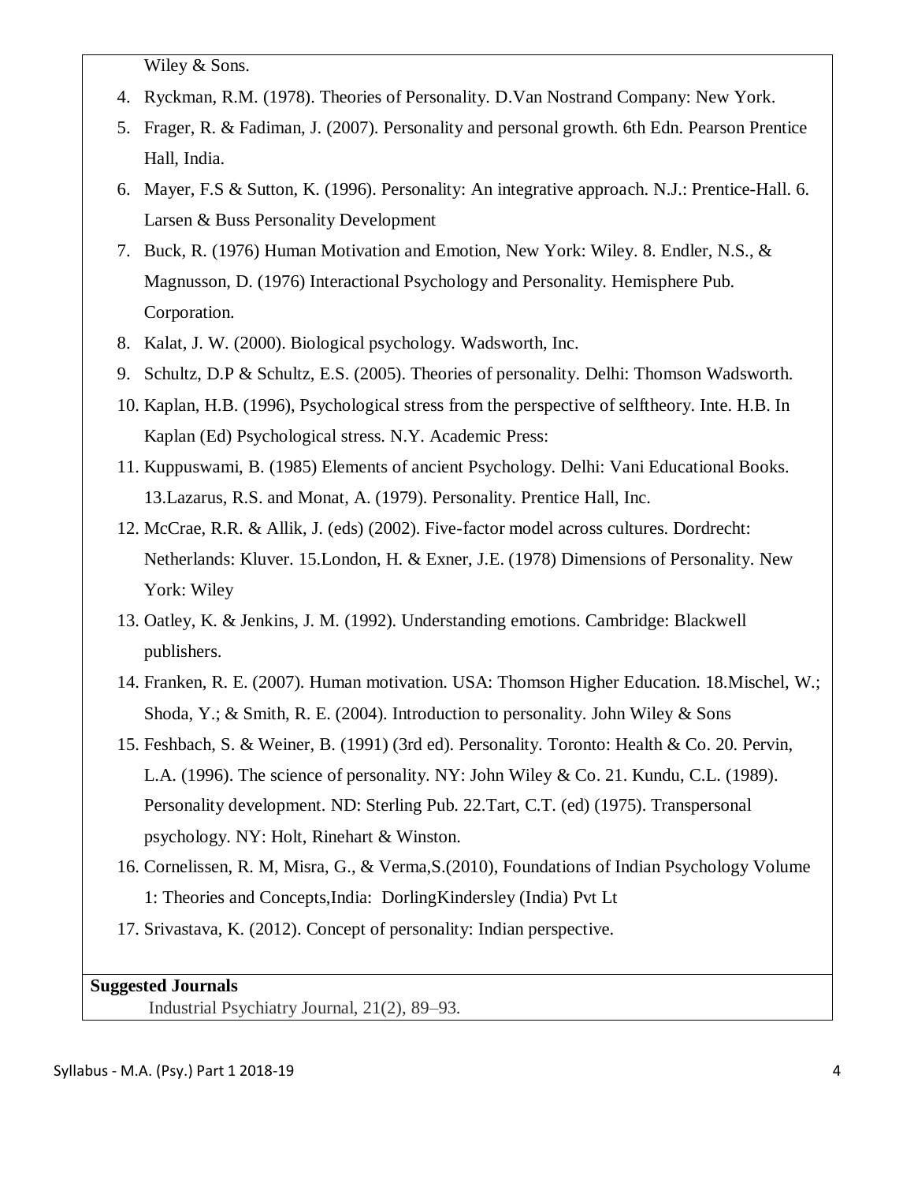Wiley & Sons.

4. Ryckman, R.M. (1978). Theories of Personality. D.Van Nostrand Company: New York.
5. Frager, R. & Fadiman, J. (2007). Personality and personal growth. 6th Edn. Pearson Prentice Hall, India.
6. Mayer, F.S & Sutton, K. (1996). Personality: An integrative approach. N.J.: Prentice-Hall. 6. Larsen & Buss Personality Development
7. Buck, R. (1976) Human Motivation and Emotion, New York: Wiley. 8. Endler, N.S., & Magnusson, D. (1976) Interactional Psychology and Personality. Hemisphere Pub. Corporation.
8. Kalat, J. W. (2000). Biological psychology. Wadsworth, Inc.
9. Schultz, D.P & Schultz, E.S. (2005). Theories of personality. Delhi: Thomson Wadsworth.
10. Kaplan, H.B. (1996), Psychological stress from the perspective of selftheory. Inte. H.B. In Kaplan (Ed) Psychological stress. N.Y. Academic Press:
11. Kuppuswami, B. (1985) Elements of ancient Psychology. Delhi: Vani Educational Books. 13.Lazarus, R.S. and Monat, A. (1979). Personality. Prentice Hall, Inc.
12. McCrae, R.R. & Allik, J. (eds) (2002). Five-factor model across cultures. Dordrecht: Netherlands: Kluver. 15.London, H. & Exner, J.E. (1978) Dimensions of Personality. New York: Wiley
13. Oatley, K. & Jenkins, J. M. (1992). Understanding emotions. Cambridge: Blackwell publishers.
14. Franken, R. E. (2007). Human motivation. USA: Thomson Higher Education. 18.Mischel, W.; Shoda, Y.; & Smith, R. E. (2004). Introduction to personality. John Wiley & Sons
15. Feshbach, S. & Weiner, B. (1991) (3rd ed). Personality. Toronto: Health & Co. 20. Pervin, L.A. (1996). The science of personality. NY: John Wiley & Co. 21. Kundu, C.L. (1989). Personality development. ND: Sterling Pub. 22.Tart, C.T. (ed) (1975). Transpersonal psychology. NY: Holt, Rinehart & Winston.
16. Cornelissen, R. M, Misra, G., & Verma,S.(2010), Foundations of Indian Psychology Volume 1: Theories and Concepts,India: DorlingKindersley (India) Pvt Lt
17. Srivastava, K. (2012). Concept of personality: Indian perspective.

**Suggested Journals**

Industrial Psychiatry Journal, 21(2), 89–93.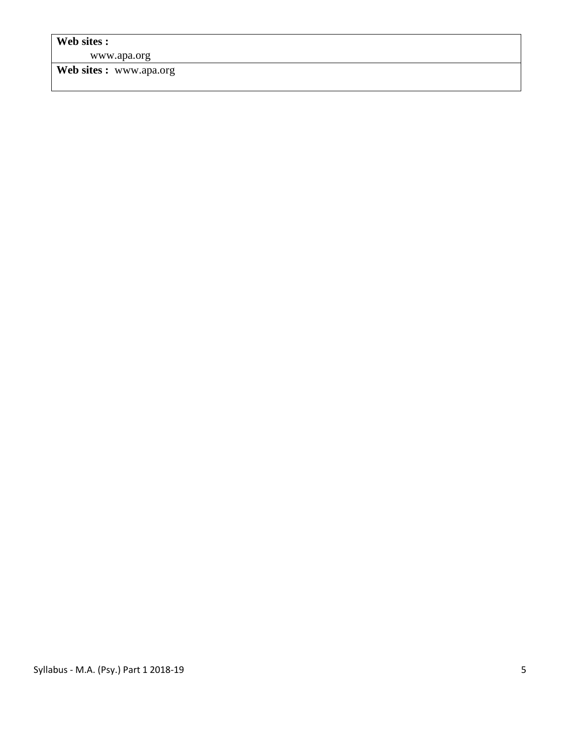| |
|---|
| **Web sites :**<br>www.apa.org |
| **Web sites :** www.apa.org |